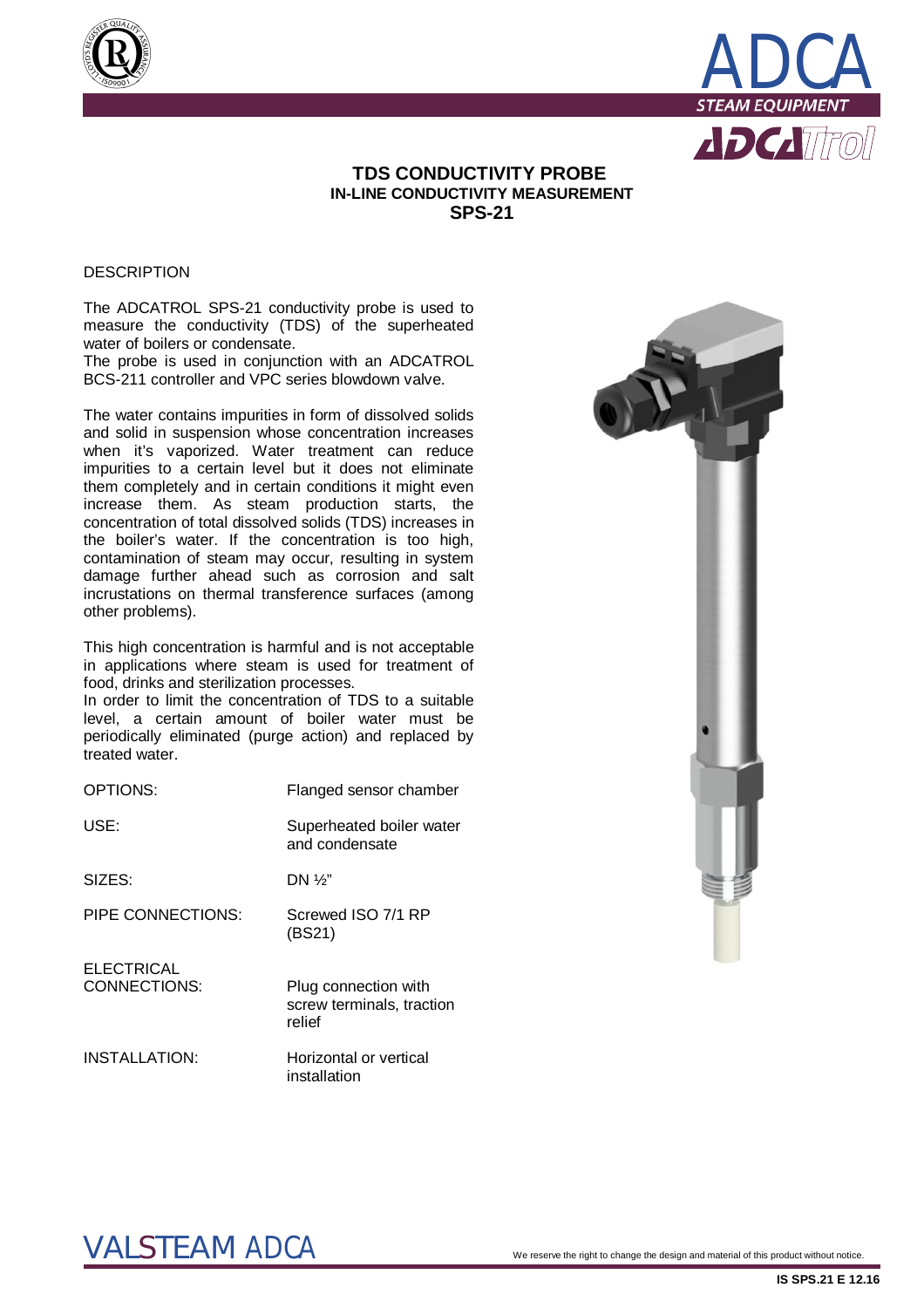# TDS CONDUCTIVITY PROBE

## IN-LINE CONDUCTIVITY MEASUREMENT

## SPS-21

DESCRIPTION

The ADCATROL SPS-21 conductivity probe is used to measure the conductivity (TDS) of the superheated water of boilers or condensate.
The probe is used in conjunction with an ADCATROL BCS-211 controller and VPC series blowdown valve.

The water contains impurities in form of dissolved solids and solid in suspension whose concentration increases when it's vaporized. Water treatment can reduce impurities to a certain level but it does not eliminate them completely and in certain conditions it might even increase them. As steam production starts, the concentration of total dissolved solids (TDS) increases in the boiler's water. If the concentration is too high, contamination of steam may occur, resulting in system damage further ahead such as corrosion and salt incrustations on thermal transference surfaces (among other problems).

This high concentration is harmful and is not acceptable in applications where steam is used for treatment of food, drinks and sterilization processes.
In order to limit the concentration of TDS to a suitable level, a certain amount of boiler water must be periodically eliminated (purge action) and replaced by treated water.

| | |
|---|---|
| OPTIONS: | Flanged sensor chamber |
| USE: | Superheated boiler water and condensate |
| SIZES: | DN ½" |
| PIPE CONNECTIONS: | Screwed ISO 7/1 RP (BS21) |
| ELECTRICAL CONNECTIONS: | Plug connection with screw terminals, traction relief |
| INSTALLATION: | Horizontal or vertical installation |

We reserve the right to change the design and material of this product without notice.

IS SPS.21 E 12.16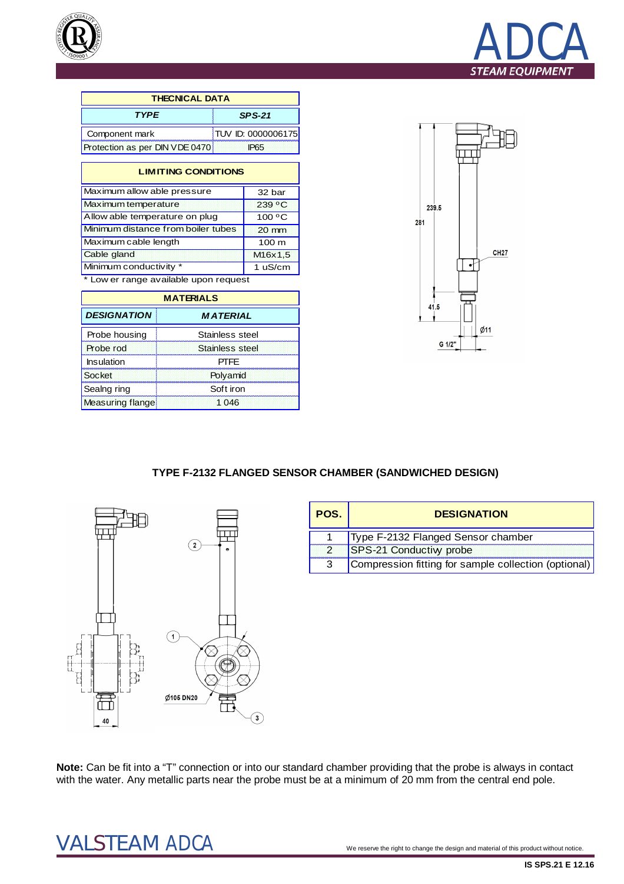| THECNICAL DATA | |
|---|---|
| ***TYPE*** | ***SPS-21*** |
| Component mark | TUV ID: 0000006175 |
| Protection as per DIN VDE 0470 | IP65 |

| LIMITING CONDITIONS | |
|---|---|
| Maximum allow able pressure | 32 bar |
| Maximum temperature | 239 ºC |
| Allow able temperature on plug | 100 ºC |
| Minimum distance from boiler tubes | 20 mm |
| Maximum cable length | 100 m |
| Cable gland | M16x1,5 |
| Minimum conductivity * | 1 uS/cm |

\* Low er range available upon request

| MATERIALS | |
|---|---|
| ***DESIGNATION*** | ***MATERIAL*** |
| Probe housing | Stainless steel |
| Probe rod | Stainless steel |
| Insulation | PTFE |
| Socket | Polyamid |
| Sealng ring | Soft iron |
| Measuring flange | 1 046 |

## TYPE F-2132 FLANGED SENSOR CHAMBER (SANDWICHED DESIGN)

| POS. | DESIGNATION |
|---|---|
| 1 | Type F-2132 Flanged Sensor chamber |
| 2 | SPS-21 Conductivy probe |
| 3 | Compression fitting for sample collection (optional) |

**Note:** Can be fit into a “T” connection or into our standard chamber providing that the probe is always in contact with the water. Any metallic parts near the probe must be at a minimum of 20 mm from the central end pole.

We reserve the right to change the design and material of this product without notice.

IS SPS.21 E 12.16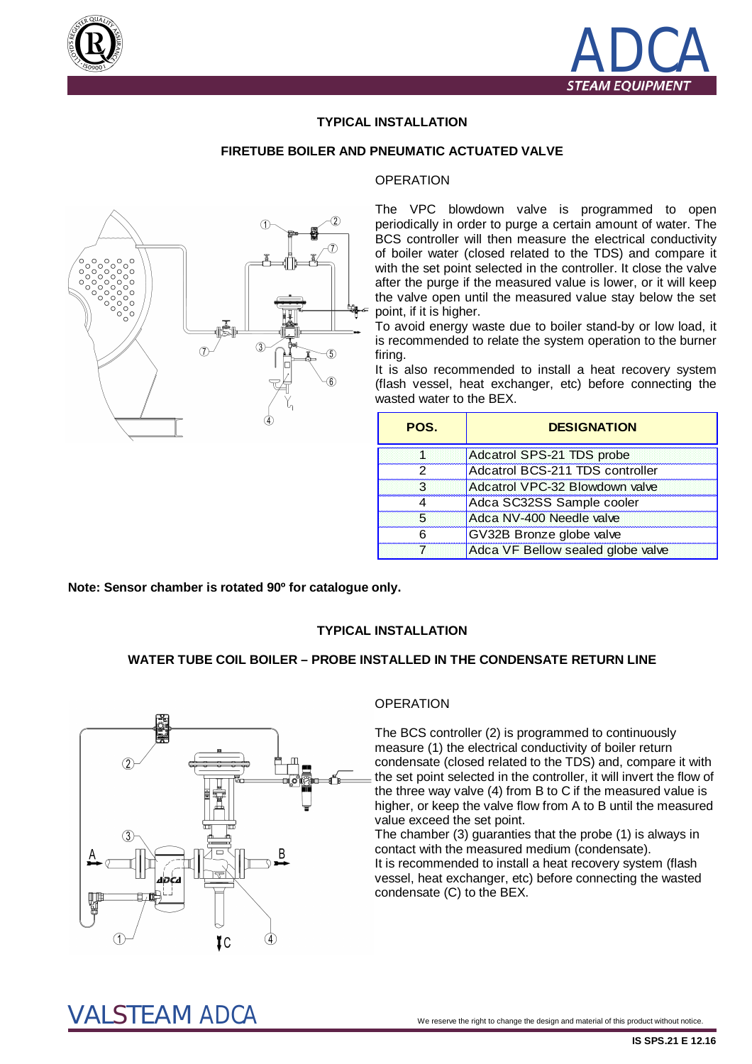## TYPICAL INSTALLATION

### FIRETUBE BOILER AND PNEUMATIC ACTUATED VALVE

OPERATION

The VPC blowdown valve is programmed to open periodically in order to purge a certain amount of water. The BCS controller will then measure the electrical conductivity of boiler water (closed related to the TDS) and compare it with the set point selected in the controller. It close the valve after the purge if the measured value is lower, or it will keep the valve open until the measured value stay below the set point, if it is higher.

To avoid energy waste due to boiler stand-by or low load, it is recommended to relate the system operation to the burner firing.

It is also recommended to install a heat recovery system (flash vessel, heat exchanger, etc) before connecting the wasted water to the BEX.

| POS. | DESIGNATION |
|---|---|
| 1 | Adcatrol SPS-21 TDS probe |
| 2 | Adcatrol BCS-211 TDS controller |
| 3 | Adcatrol VPC-32 Blowdown valve |
| 4 | Adca SC32SS Sample cooler |
| 5 | Adca NV-400 Needle valve |
| 6 | GV32B Bronze globe valve |
| 7 | Adca VF Bellow sealed globe valve |

**Note: Sensor chamber is rotated 90º for catalogue only.**

## TYPICAL INSTALLATION

### WATER TUBE COIL BOILER – PROBE INSTALLED IN THE CONDENSATE RETURN LINE

OPERATION

The BCS controller (2) is programmed to continuously measure (1) the electrical conductivity of boiler return condensate (closed related to the TDS) and, compare it with the set point selected in the controller, it will invert the flow of the three way valve (4) from B to C if the measured value is higher, or keep the valve flow from A to B until the measured value exceed the set point.

The chamber (3) guaranties that the probe (1) is always in contact with the measured medium (condensate).

It is recommended to install a heat recovery system (flash vessel, heat exchanger, etc) before connecting the wasted condensate (C) to the BEX.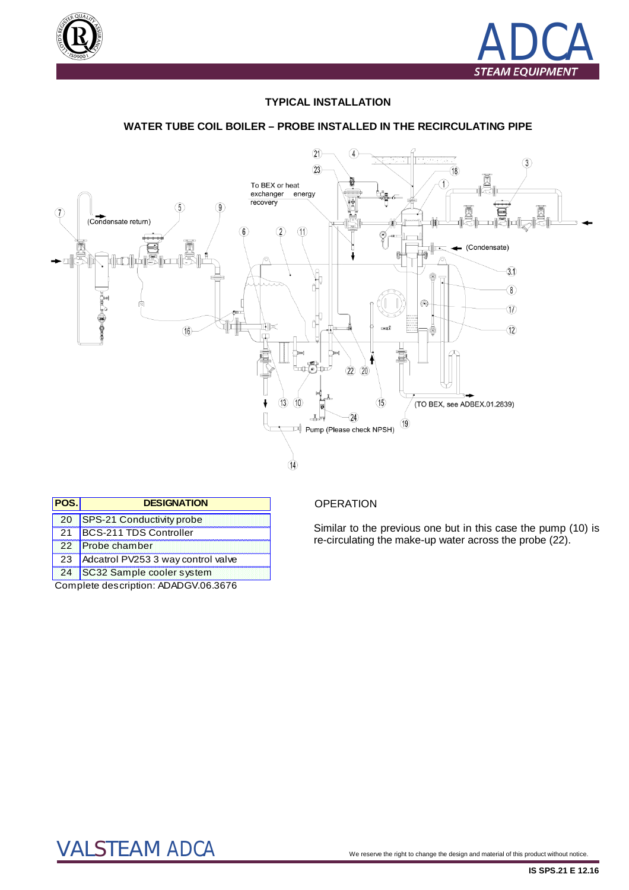## TYPICAL INSTALLATION

### WATER TUBE COIL BOILER – PROBE INSTALLED IN THE RECIRCULATING PIPE

To BEX or heat exchanger energy recovery

(Condensate return)

(Condensate)

(TO BEX, see ADBEX.01.2839)

Pump (Please check NPSH)

21 4 23 18 3 1 7 5 9 6 2 11 3.1 8 17 12 16 22 20 13 10 15 24 19 14

| POS. | DESIGNATION |
|---|---|
| 20 | SPS-21 Conductivity probe |
| 21 | BCS-211 TDS Controller |
| 22 | Probe chamber |
| 23 | Adcatrol PV253 3 way control valve |
| 24 | SC32 Sample cooler system |

Complete description: ADADGV.06.3676

OPERATION

Similar to the previous one but in this case the pump (10) is re-circulating the make-up water across the probe (22).

We reserve the right to change the design and material of this product without notice.

IS SPS.21 E 12.16